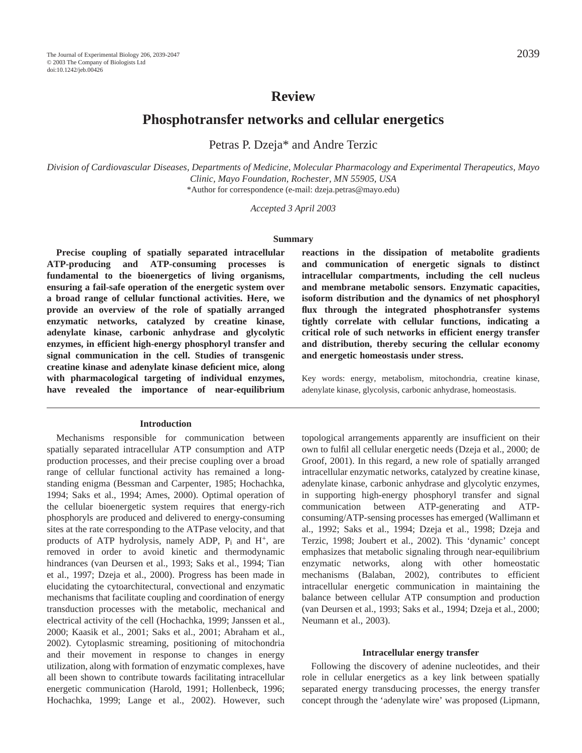# Review

# Phosphotransfer networks and cellular energetics

Petras P. Dzeja* and Andre Terzic

*Division of Cardiovascular Diseases, Departments of Medicine, Molecular Pharmacology and Experimental Therapeutics, Mayo Clinic, Mayo Foundation, Rochester, MN 55905, USA*

*Author for correspondence (e-mail: dzeja.petras@mayo.edu)

*Accepted 3 April 2003*

## Summary

**Precise coupling of spatially separated intracellular ATP-producing and ATP-consuming processes is fundamental to the bioenergetics of living organisms, ensuring a fail-safe operation of the energetic system over a broad range of cellular functional activities. Here, we provide an overview of the role of spatially arranged enzymatic networks, catalyzed by creatine kinase, adenylate kinase, carbonic anhydrase and glycolytic enzymes, in efficient high-energy phosphoryl transfer and signal communication in the cell. Studies of transgenic creatine kinase and adenylate kinase deficient mice, along with pharmacological targeting of individual enzymes, have revealed the importance of near-equilibrium reactions in the dissipation of metabolite gradients and communication of energetic signals to distinct intracellular compartments, including the cell nucleus and membrane metabolic sensors. Enzymatic capacities, isoform distribution and the dynamics of net phosphoryl flux through the integrated phosphotransfer systems tightly correlate with cellular functions, indicating a critical role of such networks in efficient energy transfer and distribution, thereby securing the cellular economy and energetic homeostasis under stress.**

Key words: energy, metabolism, mitochondria, creatine kinase, adenylate kinase, glycolysis, carbonic anhydrase, homeostasis.

## Introduction

Mechanisms responsible for communication between spatially separated intracellular ATP consumption and ATP production processes, and their precise coupling over a broad range of cellular functional activity has remained a long-standing enigma (Bessman and Carpenter, 1985; Hochachka, 1994; Saks et al., 1994; Ames, 2000). Optimal operation of the cellular bioenergetic system requires that energy-rich phosphoryls are produced and delivered to energy-consuming sites at the rate corresponding to the ATPase velocity, and that products of ATP hydrolysis, namely ADP, $P_i$ and $H^+$, are removed in order to avoid kinetic and thermodynamic hindrances (van Deursen et al., 1993; Saks et al., 1994; Tian et al., 1997; Dzeja et al., 2000). Progress has been made in elucidating the cytoarchitectural, convectional and enzymatic mechanisms that facilitate coupling and coordination of energy transduction processes with the metabolic, mechanical and electrical activity of the cell (Hochachka, 1999; Janssen et al., 2000; Kaasik et al., 2001; Saks et al., 2001; Abraham et al., 2002). Cytoplasmic streaming, positioning of mitochondria and their movement in response to changes in energy utilization, along with formation of enzymatic complexes, have all been shown to contribute towards facilitating intracellular energetic communication (Harold, 1991; Hollenbeck, 1996; Hochachka, 1999; Lange et al., 2002). However, such topological arrangements apparently are insufficient on their own to fulfil all cellular energetic needs (Dzeja et al., 2000; de Groof, 2001). In this regard, a new role of spatially arranged intracellular enzymatic networks, catalyzed by creatine kinase, adenylate kinase, carbonic anhydrase and glycolytic enzymes, in supporting high-energy phosphoryl transfer and signal communication between ATP-generating and ATP-consuming/ATP-sensing processes has emerged (Wallimann et al., 1992; Saks et al., 1994; Dzeja et al., 1998; Dzeja and Terzic, 1998; Joubert et al., 2002). This 'dynamic' concept emphasizes that metabolic signaling through near-equilibrium enzymatic networks, along with other homeostatic mechanisms (Balaban, 2002), contributes to efficient intracellular energetic communication in maintaining the balance between cellular ATP consumption and production (van Deursen et al., 1993; Saks et al., 1994; Dzeja et al., 2000; Neumann et al., 2003).

## Intracellular energy transfer

Following the discovery of adenine nucleotides, and their role in cellular energetics as a key link between spatially separated energy transducing processes, the energy transfer concept through the 'adenylate wire' was proposed (Lipmann,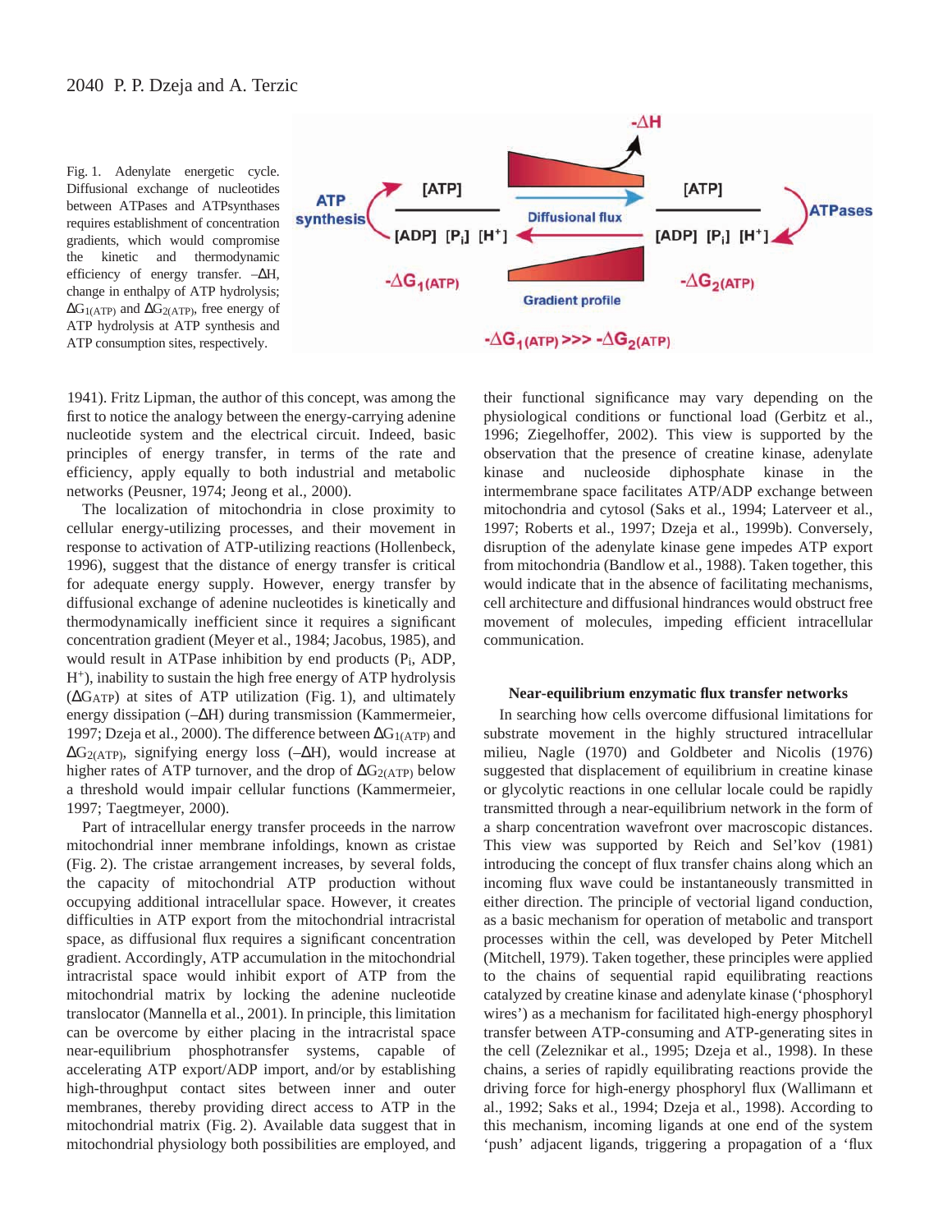Fig. 1. Adenylate energetic cycle. Diffusional exchange of nucleotides between ATPases and ATPsynthases requires establishment of concentration gradients, which would compromise the kinetic and thermodynamic efficiency of energy transfer. $-\Delta H$, change in enthalpy of ATP hydrolysis; $\Delta G_{1(ATP)}$ and $\Delta G_{2(ATP)}$, free energy of ATP hydrolysis at ATP synthesis and ATP consumption sites, respectively.

1941). Fritz Lipman, the author of this concept, was among the first to notice the analogy between the energy-carrying adenine nucleotide system and the electrical circuit. Indeed, basic principles of energy transfer, in terms of the rate and efficiency, apply equally to both industrial and metabolic networks (Peusner, 1974; Jeong et al., 2000).

The localization of mitochondria in close proximity to cellular energy-utilizing processes, and their movement in response to activation of ATP-utilizing reactions (Hollenbeck, 1996), suggest that the distance of energy transfer is critical for adequate energy supply. However, energy transfer by diffusional exchange of adenine nucleotides is kinetically and thermodynamically inefficient since it requires a significant concentration gradient (Meyer et al., 1984; Jacobus, 1985), and would result in ATPase inhibition by end products ($P_i$, ADP, $H^+$), inability to sustain the high free energy of ATP hydrolysis ($\Delta G_{ATP}$) at sites of ATP utilization (Fig. 1), and ultimately energy dissipation ($-\Delta H$) during transmission (Kammermeier, 1997; Dzeja et al., 2000). The difference between $\Delta G_{1(ATP)}$ and $\Delta G_{2(ATP)}$, signifying energy loss ($-\Delta H$), would increase at higher rates of ATP turnover, and the drop of $\Delta G_{2(ATP)}$ below a threshold would impair cellular functions (Kammermeier, 1997; Taegtmeyer, 2000).

Part of intracellular energy transfer proceeds in the narrow mitochondrial inner membrane infoldings, known as cristae (Fig. 2). The cristae arrangement increases, by several folds, the capacity of mitochondrial ATP production without occupying additional intracellular space. However, it creates difficulties in ATP export from the mitochondrial intracristal space, as diffusional flux requires a significant concentration gradient. Accordingly, ATP accumulation in the mitochondrial intracristal space would inhibit export of ATP from the mitochondrial matrix by locking the adenine nucleotide translocator (Mannella et al., 2001). In principle, this limitation can be overcome by either placing in the intracristal space near-equilibrium phosphotransfer systems, capable of accelerating ATP export/ADP import, and/or by establishing high-throughput contact sites between inner and outer membranes, thereby providing direct access to ATP in the mitochondrial matrix (Fig. 2). Available data suggest that in mitochondrial physiology both possibilities are employed, and their functional significance may vary depending on the physiological conditions or functional load (Gerbitz et al., 1996; Ziegelhoffer, 2002). This view is supported by the observation that the presence of creatine kinase, adenylate kinase and nucleoside diphosphate kinase in the intermembrane space facilitates ATP/ADP exchange between mitochondria and cytosol (Saks et al., 1994; Laterveer et al., 1997; Roberts et al., 1997; Dzeja et al., 1999b). Conversely, disruption of the adenylate kinase gene impedes ATP export from mitochondria (Bandlow et al., 1988). Taken together, this would indicate that in the absence of facilitating mechanisms, cell architecture and diffusional hindrances would obstruct free movement of molecules, impeding efficient intracellular communication.

## Near-equilibrium enzymatic flux transfer networks

In searching how cells overcome diffusional limitations for substrate movement in the highly structured intracellular milieu, Nagle (1970) and Goldbeter and Nicolis (1976) suggested that displacement of equilibrium in creatine kinase or glycolytic reactions in one cellular locale could be rapidly transmitted through a near-equilibrium network in the form of a sharp concentration wavefront over macroscopic distances. This view was supported by Reich and Sel'kov (1981) introducing the concept of flux transfer chains along which an incoming flux wave could be instantaneously transmitted in either direction. The principle of vectorial ligand conduction, as a basic mechanism for operation of metabolic and transport processes within the cell, was developed by Peter Mitchell (Mitchell, 1979). Taken together, these principles were applied to the chains of sequential rapid equilibrating reactions catalyzed by creatine kinase and adenylate kinase ('phosphoryl wires') as a mechanism for facilitated high-energy phosphoryl transfer between ATP-consuming and ATP-generating sites in the cell (Zeleznikar et al., 1995; Dzeja et al., 1998). In these chains, a series of rapidly equilibrating reactions provide the driving force for high-energy phosphoryl flux (Wallimann et al., 1992; Saks et al., 1994; Dzeja et al., 1998). According to this mechanism, incoming ligands at one end of the system 'push' adjacent ligands, triggering a propagation of a 'flux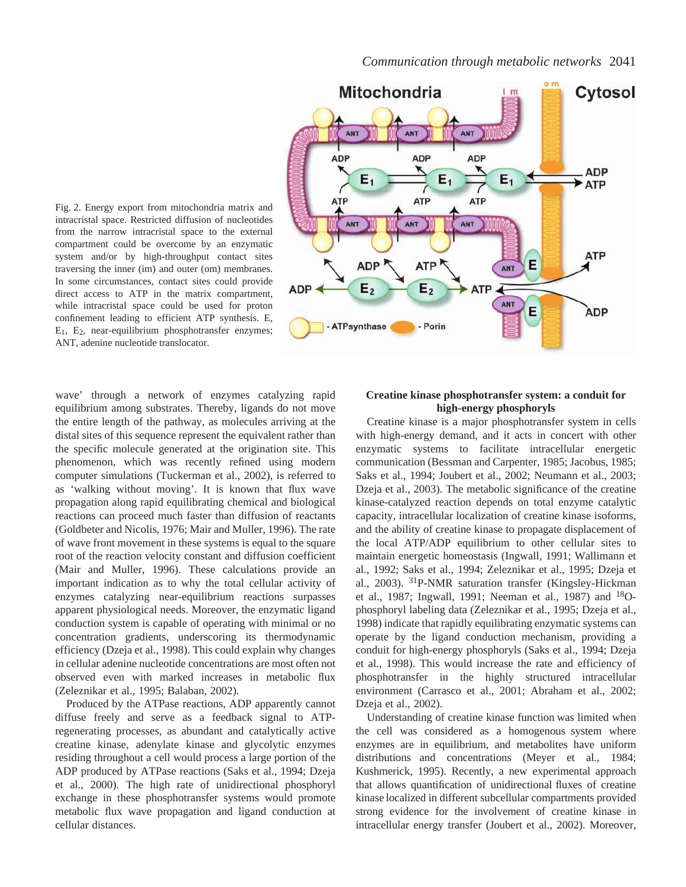Fig. 2. Energy export from mitochondria matrix and intracristal space. Restricted diffusion of nucleotides from the narrow intracristal space to the external compartment could be overcome by an enzymatic system and/or by high-throughput contact sites traversing the inner (im) and outer (om) membranes. In some circumstances, contact sites could provide direct access to ATP in the matrix compartment, while intracristal space could be used for proton confinement leading to efficient ATP synthesis. E, $E_1$, $E_2$, near-equilibrium phosphotransfer enzymes; ANT, adenine nucleotide translocator.

wave' through a network of enzymes catalyzing rapid equilibrium among substrates. Thereby, ligands do not move the entire length of the pathway, as molecules arriving at the distal sites of this sequence represent the equivalent rather than the specific molecule generated at the origination site. This phenomenon, which was recently refined using modern computer simulations (Tuckerman et al., 2002), is referred to as 'walking without moving'. It is known that flux wave propagation along rapid equilibrating chemical and biological reactions can proceed much faster than diffusion of reactants (Goldbeter and Nicolis, 1976; Mair and Muller, 1996). The rate of wave front movement in these systems is equal to the square root of the reaction velocity constant and diffusion coefficient (Mair and Muller, 1996). These calculations provide an important indication as to why the total cellular activity of enzymes catalyzing near-equilibrium reactions surpasses apparent physiological needs. Moreover, the enzymatic ligand conduction system is capable of operating with minimal or no concentration gradients, underscoring its thermodynamic efficiency (Dzeja et al., 1998). This could explain why changes in cellular adenine nucleotide concentrations are most often not observed even with marked increases in metabolic flux (Zeleznikar et al., 1995; Balaban, 2002).

Produced by the ATPase reactions, ADP apparently cannot diffuse freely and serve as a feedback signal to ATP-regenerating processes, as abundant and catalytically active creatine kinase, adenylate kinase and glycolytic enzymes residing throughout a cell would process a large portion of the ADP produced by ATPase reactions (Saks et al., 1994; Dzeja et al., 2000). The high rate of unidirectional phosphoryl exchange in these phosphotransfer systems would promote metabolic flux wave propagation and ligand conduction at cellular distances.

### Creatine kinase phosphotransfer system: a conduit for high-energy phosphoryls

Creatine kinase is a major phosphotransfer system in cells with high-energy demand, and it acts in concert with other enzymatic systems to facilitate intracellular energetic communication (Bessman and Carpenter, 1985; Jacobus, 1985; Saks et al., 1994; Joubert et al., 2002; Neumann et al., 2003; Dzeja et al., 2003). The metabolic significance of the creatine kinase-catalyzed reaction depends on total enzyme catalytic capacity, intracellular localization of creatine kinase isoforms, and the ability of creatine kinase to propagate displacement of the local ATP/ADP equilibrium to other cellular sites to maintain energetic homeostasis (Ingwall, 1991; Wallimann et al., 1992; Saks et al., 1994; Zeleznikar et al., 1995; Dzeja et al., 2003). $^{31}$P-NMR saturation transfer (Kingsley-Hickman et al., 1987; Ingwall, 1991; Neeman et al., 1987) and $^{18}$O-phosphoryl labeling data (Zeleznikar et al., 1995; Dzeja et al., 1998) indicate that rapidly equilibrating enzymatic systems can operate by the ligand conduction mechanism, providing a conduit for high-energy phosphoryls (Saks et al., 1994; Dzeja et al., 1998). This would increase the rate and efficiency of phosphotransfer in the highly structured intracellular environment (Carrasco et al., 2001; Abraham et al., 2002; Dzeja et al., 2002).

Understanding of creatine kinase function was limited when the cell was considered as a homogenous system where enzymes are in equilibrium, and metabolites have uniform distributions and concentrations (Meyer et al., 1984; Kushmerick, 1995). Recently, a new experimental approach that allows quantification of unidirectional fluxes of creatine kinase localized in different subcellular compartments provided strong evidence for the involvement of creatine kinase in intracellular energy transfer (Joubert et al., 2002). Moreover,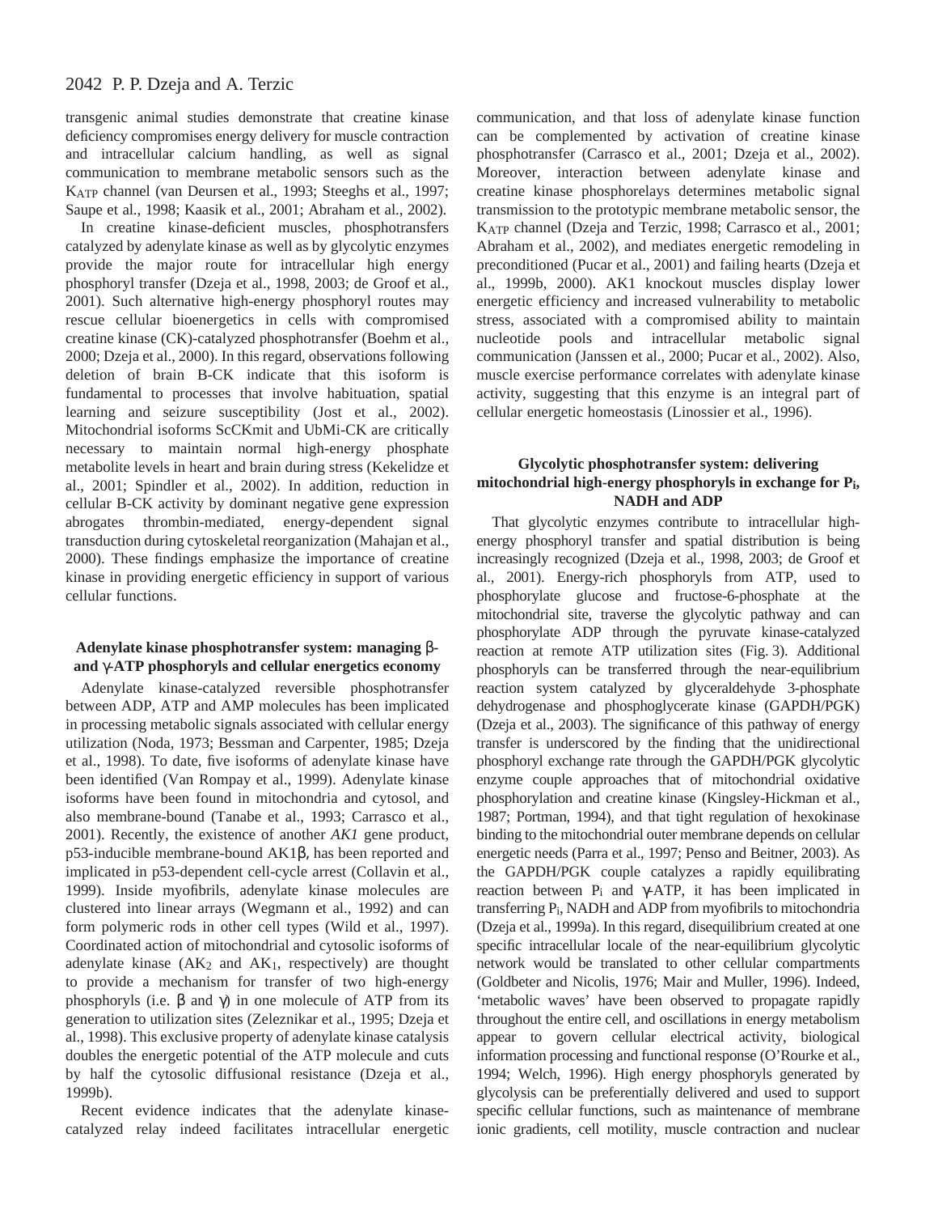transgenic animal studies demonstrate that creatine kinase deficiency compromises energy delivery for muscle contraction and intracellular calcium handling, as well as signal communication to membrane metabolic sensors such as the $K_{ATP}$ channel (van Deursen et al., 1993; Steeghs et al., 1997; Saupe et al., 1998; Kaasik et al., 2001; Abraham et al., 2002).

In creatine kinase-deficient muscles, phosphotransfers catalyzed by adenylate kinase as well as by glycolytic enzymes provide the major route for intracellular high energy phosphoryl transfer (Dzeja et al., 1998, 2003; de Groof et al., 2001). Such alternative high-energy phosphoryl routes may rescue cellular bioenergetics in cells with compromised creatine kinase (CK)-catalyzed phosphotransfer (Boehm et al., 2000; Dzeja et al., 2000). In this regard, observations following deletion of brain B-CK indicate that this isoform is fundamental to processes that involve habituation, spatial learning and seizure susceptibility (Jost et al., 2002). Mitochondrial isoforms ScCKmit and UbMi-CK are critically necessary to maintain normal high-energy phosphate metabolite levels in heart and brain during stress (Kekelidze et al., 2001; Spindler et al., 2002). In addition, reduction in cellular B-CK activity by dominant negative gene expression abrogates thrombin-mediated, energy-dependent signal transduction during cytoskeletal reorganization (Mahajan et al., 2000). These findings emphasize the importance of creatine kinase in providing energetic efficiency in support of various cellular functions.

### Adenylate kinase phosphotransfer system: managing β- and γ-ATP phosphoryls and cellular energetics economy

Adenylate kinase-catalyzed reversible phosphotransfer between ADP, ATP and AMP molecules has been implicated in processing metabolic signals associated with cellular energy utilization (Noda, 1973; Bessman and Carpenter, 1985; Dzeja et al., 1998). To date, five isoforms of adenylate kinase have been identified (Van Rompay et al., 1999). Adenylate kinase isoforms have been found in mitochondria and cytosol, and also membrane-bound (Tanabe et al., 1993; Carrasco et al., 2001). Recently, the existence of another *AK1* gene product, p53-inducible membrane-bound AK1β, has been reported and implicated in p53-dependent cell-cycle arrest (Collavin et al., 1999). Inside myofibrils, adenylate kinase molecules are clustered into linear arrays (Wegmann et al., 1992) and can form polymeric rods in other cell types (Wild et al., 1997). Coordinated action of mitochondrial and cytosolic isoforms of adenylate kinase ($AK_2$ and $AK_1$, respectively) are thought to provide a mechanism for transfer of two high-energy phosphoryls (i.e. β and γ) in one molecule of ATP from its generation to utilization sites (Zeleznikar et al., 1995; Dzeja et al., 1998). This exclusive property of adenylate kinase catalysis doubles the energetic potential of the ATP molecule and cuts by half the cytosolic diffusional resistance (Dzeja et al., 1999b).

Recent evidence indicates that the adenylate kinase-catalyzed relay indeed facilitates intracellular energetic communication, and that loss of adenylate kinase function can be complemented by activation of creatine kinase phosphotransfer (Carrasco et al., 2001; Dzeja et al., 2002). Moreover, interaction between adenylate kinase and creatine kinase phosphorelays determines metabolic signal transmission to the prototypic membrane metabolic sensor, the $K_{ATP}$ channel (Dzeja and Terzic, 1998; Carrasco et al., 2001; Abraham et al., 2002), and mediates energetic remodeling in preconditioned (Pucar et al., 2001) and failing hearts (Dzeja et al., 1999b, 2000). AK1 knockout muscles display lower energetic efficiency and increased vulnerability to metabolic stress, associated with a compromised ability to maintain nucleotide pools and intracellular metabolic signal communication (Janssen et al., 2000; Pucar et al., 2002). Also, muscle exercise performance correlates with adenylate kinase activity, suggesting that this enzyme is an integral part of cellular energetic homeostasis (Linossier et al., 1996).

### Glycolytic phosphotransfer system: delivering mitochondrial high-energy phosphoryls in exchange for $P_i$, NADH and ADP

That glycolytic enzymes contribute to intracellular high-energy phosphoryl transfer and spatial distribution is being increasingly recognized (Dzeja et al., 1998, 2003; de Groof et al., 2001). Energy-rich phosphoryls from ATP, used to phosphorylate glucose and fructose-6-phosphate at the mitochondrial site, traverse the glycolytic pathway and can phosphorylate ADP through the pyruvate kinase-catalyzed reaction at remote ATP utilization sites (Fig. 3). Additional phosphoryls can be transferred through the near-equilibrium reaction system catalyzed by glyceraldehyde 3-phosphate dehydrogenase and phosphoglycerate kinase (GAPDH/PGK) (Dzeja et al., 2003). The significance of this pathway of energy transfer is underscored by the finding that the unidirectional phosphoryl exchange rate through the GAPDH/PGK glycolytic enzyme couple approaches that of mitochondrial oxidative phosphorylation and creatine kinase (Kingsley-Hickman et al., 1987; Portman, 1994), and that tight regulation of hexokinase binding to the mitochondrial outer membrane depends on cellular energetic needs (Parra et al., 1997; Penso and Beitner, 2003). As the GAPDH/PGK couple catalyzes a rapidly equilibrating reaction between $P_i$ and γ-ATP, it has been implicated in transferring $P_i$, NADH and ADP from myofibrils to mitochondria (Dzeja et al., 1999a). In this regard, disequilibrium created at one specific intracellular locale of the near-equilibrium glycolytic network would be translated to other cellular compartments (Goldbeter and Nicolis, 1976; Mair and Muller, 1996). Indeed, 'metabolic waves' have been observed to propagate rapidly throughout the entire cell, and oscillations in energy metabolism appear to govern cellular electrical activity, biological information processing and functional response (O'Rourke et al., 1994; Welch, 1996). High energy phosphoryls generated by glycolysis can be preferentially delivered and used to support specific cellular functions, such as maintenance of membrane ionic gradients, cell motility, muscle contraction and nuclear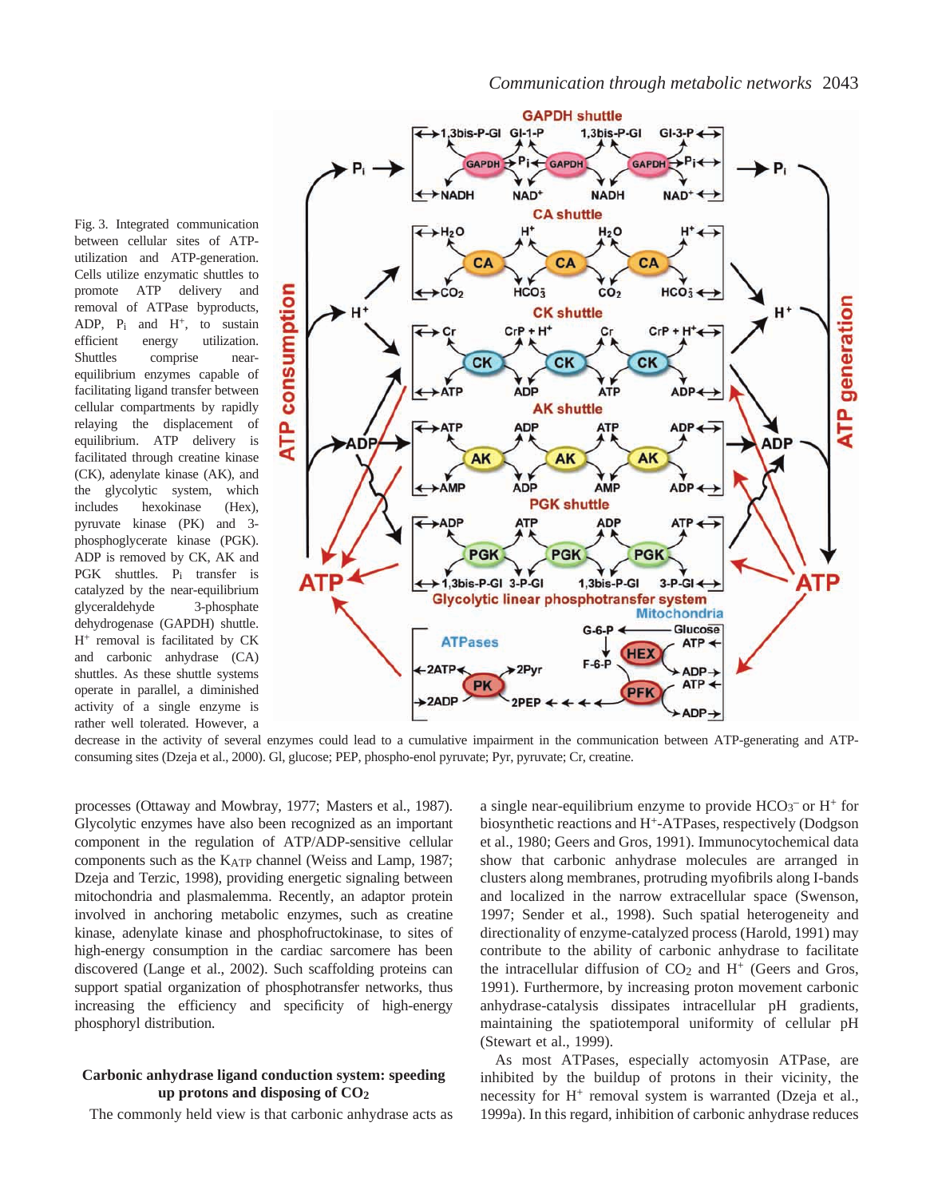Fig. 3. Integrated communication between cellular sites of ATP-utilization and ATP-generation. Cells utilize enzymatic shuttles to promote ATP delivery and removal of ATPase byproducts, ADP, $P_i$ and $H^+$, to sustain efficient energy utilization. Shuttles comprise near-equilibrium enzymes capable of facilitating ligand transfer between cellular compartments by rapidly relaying the displacement of equilibrium. ATP delivery is facilitated through creatine kinase (CK), adenylate kinase (AK), and the glycolytic system, which includes hexokinase (Hex), pyruvate kinase (PK) and 3-phosphoglycerate kinase (PGK). ADP is removed by CK, AK and PGK shuttles. $P_i$ transfer is catalyzed by the near-equilibrium glyceraldehyde 3-phosphate dehydrogenase (GAPDH) shuttle. $H^+$ removal is facilitated by CK and carbonic anhydrase (CA) shuttles. As these shuttle systems operate in parallel, a diminished activity of a single enzyme is rather well tolerated. However, a decrease in the activity of several enzymes could lead to a cumulative impairment in the communication between ATP-generating and ATP-consuming sites (Dzeja et al., 2000). Gl, glucose; PEP, phospho-enol pyruvate; Pyr, pyruvate; Cr, creatine.

processes (Ottaway and Mowbray, 1977; Masters et al., 1987). Glycolytic enzymes have also been recognized as an important component in the regulation of ATP/ADP-sensitive cellular components such as the $K_{ATP}$ channel (Weiss and Lamp, 1987; Dzeja and Terzic, 1998), providing energetic signaling between mitochondria and plasmalemma. Recently, an adaptor protein involved in anchoring metabolic enzymes, such as creatine kinase, adenylate kinase and phosphofructokinase, to sites of high-energy consumption in the cardiac sarcomere has been discovered (Lange et al., 2002). Such scaffolding proteins can support spatial organization of phosphotransfer networks, thus increasing the efficiency and specificity of high-energy phosphoryl distribution.

### Carbonic anhydrase ligand conduction system: speeding up protons and disposing of $CO_2$

The commonly held view is that carbonic anhydrase acts as a single near-equilibrium enzyme to provide $HCO_3^-$ or $H^+$ for biosynthetic reactions and $H^+$-ATPases, respectively (Dodgson et al., 1980; Geers and Gros, 1991). Immunocytochemical data show that carbonic anhydrase molecules are arranged in clusters along membranes, protruding myofibrils along I-bands and localized in the narrow extracellular space (Swenson, 1997; Sender et al., 1998). Such spatial heterogeneity and directionality of enzyme-catalyzed process (Harold, 1991) may contribute to the ability of carbonic anhydrase to facilitate the intracellular diffusion of $CO_2$ and $H^+$ (Geers and Gros, 1991). Furthermore, by increasing proton movement carbonic anhydrase-catalysis dissipates intracellular pH gradients, maintaining the spatiotemporal uniformity of cellular pH (Stewart et al., 1999).

As most ATPases, especially actomyosin ATPase, are inhibited by the buildup of protons in their vicinity, the necessity for $H^+$ removal system is warranted (Dzeja et al., 1999a). In this regard, inhibition of carbonic anhydrase reduces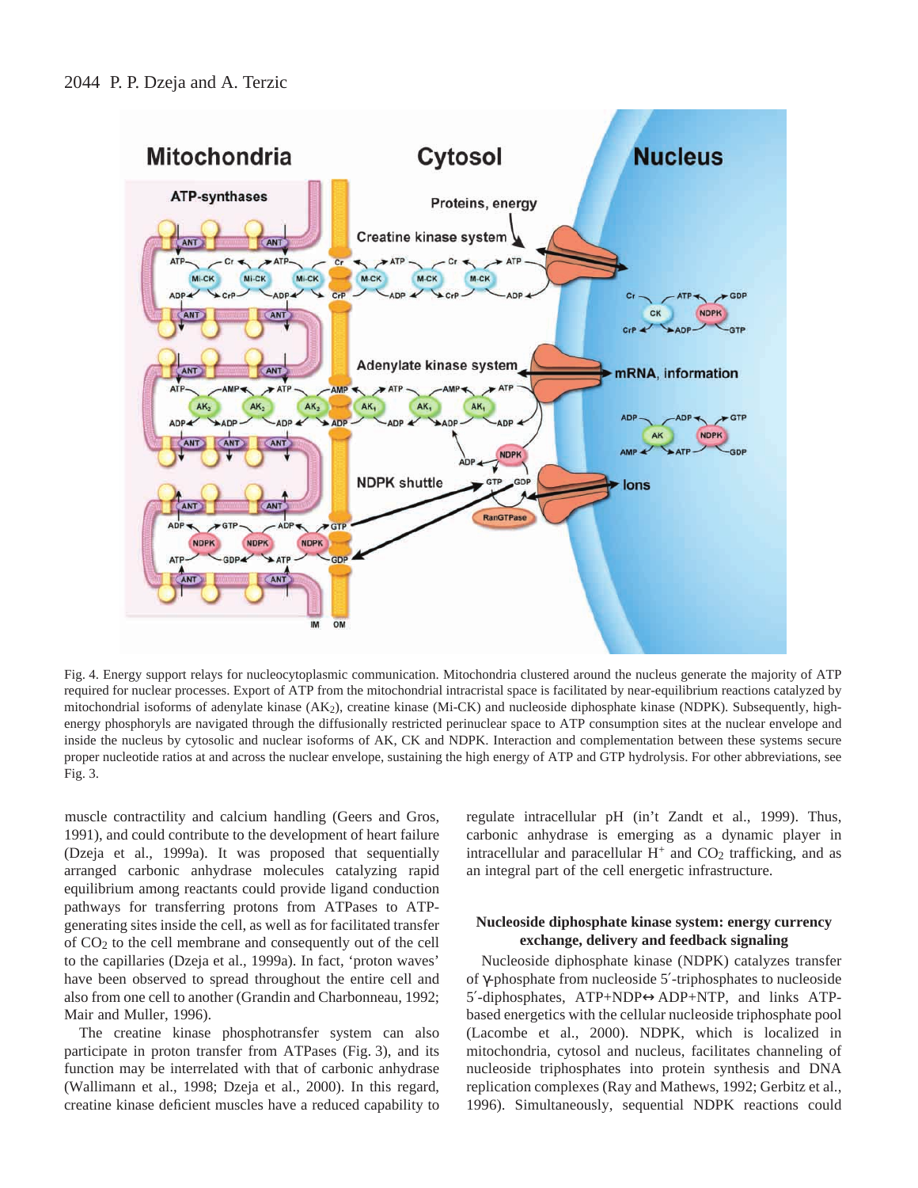Fig. 4. Energy support relays for nucleocytoplasmic communication. Mitochondria clustered around the nucleus generate the majority of ATP required for nuclear processes. Export of ATP from the mitochondrial intracristal space is facilitated by near-equilibrium reactions catalyzed by mitochondrial isoforms of adenylate kinase ($AK_2$), creatine kinase (Mi-CK) and nucleoside diphosphate kinase (NDPK). Subsequently, high-energy phosphoryls are navigated through the diffusionally restricted perinuclear space to ATP consumption sites at the nuclear envelope and inside the nucleus by cytosolic and nuclear isoforms of AK, CK and NDPK. Interaction and complementation between these systems secure proper nucleotide ratios at and across the nuclear envelope, sustaining the high energy of ATP and GTP hydrolysis. For other abbreviations, see Fig. 3.

muscle contractility and calcium handling (Geers and Gros, 1991), and could contribute to the development of heart failure (Dzeja et al., 1999a). It was proposed that sequentially arranged carbonic anhydrase molecules catalyzing rapid equilibrium among reactants could provide ligand conduction pathways for transferring protons from ATPases to ATP-generating sites inside the cell, as well as for facilitated transfer of $CO_2$ to the cell membrane and consequently out of the cell to the capillaries (Dzeja et al., 1999a). In fact, 'proton waves' have been observed to spread throughout the entire cell and also from one cell to another (Grandin and Charbonneau, 1992; Mair and Muller, 1996).

The creatine kinase phosphotransfer system can also participate in proton transfer from ATPases (Fig. 3), and its function may be interrelated with that of carbonic anhydrase (Wallimann et al., 1998; Dzeja et al., 2000). In this regard, creatine kinase deficient muscles have a reduced capability to regulate intracellular pH (in't Zandt et al., 1999). Thus, carbonic anhydrase is emerging as a dynamic player in intracellular and paracellular $H^+$ and $CO_2$ trafficking, and as an integral part of the cell energetic infrastructure.

### Nucleoside diphosphate kinase system: energy currency exchange, delivery and feedback signaling

Nucleoside diphosphate kinase (NDPK) catalyzes transfer of γ-phosphate from nucleoside 5′-triphosphates to nucleoside 5′-diphosphates, ATP+NDP↔ADP+NTP, and links ATP-based energetics with the cellular nucleoside triphosphate pool (Lacombe et al., 2000). NDPK, which is localized in mitochondria, cytosol and nucleus, facilitates channeling of nucleoside triphosphates into protein synthesis and DNA replication complexes (Ray and Mathews, 1992; Gerbitz et al., 1996). Simultaneously, sequential NDPK reactions could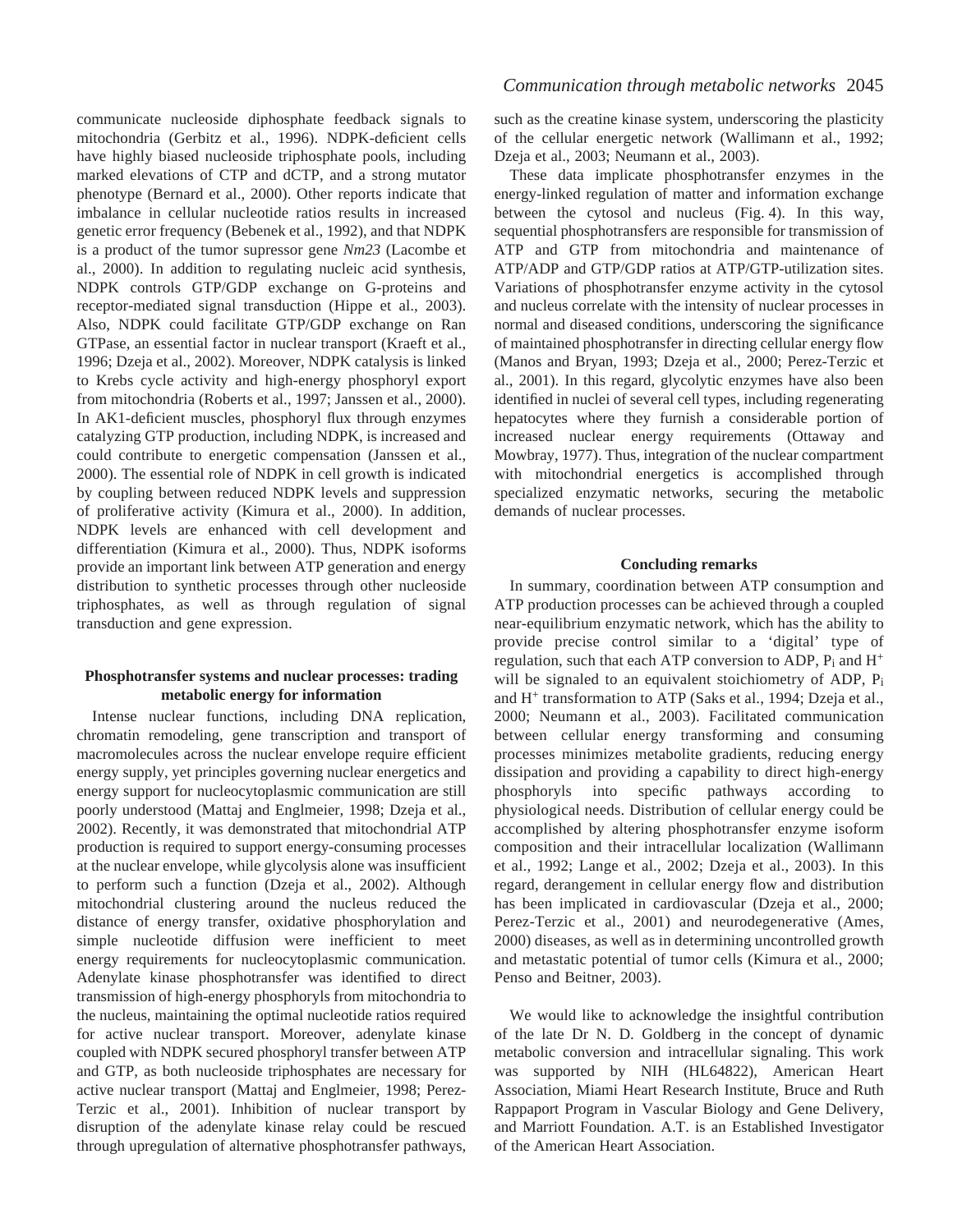communicate nucleoside diphosphate feedback signals to mitochondria (Gerbitz et al., 1996). NDPK-deficient cells have highly biased nucleoside triphosphate pools, including marked elevations of CTP and dCTP, and a strong mutator phenotype (Bernard et al., 2000). Other reports indicate that imbalance in cellular nucleotide ratios results in increased genetic error frequency (Bebenek et al., 1992), and that NDPK is a product of the tumor supressor gene *Nm23* (Lacombe et al., 2000). In addition to regulating nucleic acid synthesis, NDPK controls GTP/GDP exchange on G-proteins and receptor-mediated signal transduction (Hippe et al., 2003). Also, NDPK could facilitate GTP/GDP exchange on Ran GTPase, an essential factor in nuclear transport (Kraeft et al., 1996; Dzeja et al., 2002). Moreover, NDPK catalysis is linked to Krebs cycle activity and high-energy phosphoryl export from mitochondria (Roberts et al., 1997; Janssen et al., 2000). In AK1-deficient muscles, phosphoryl flux through enzymes catalyzing GTP production, including NDPK, is increased and could contribute to energetic compensation (Janssen et al., 2000). The essential role of NDPK in cell growth is indicated by coupling between reduced NDPK levels and suppression of proliferative activity (Kimura et al., 2000). In addition, NDPK levels are enhanced with cell development and differentiation (Kimura et al., 2000). Thus, NDPK isoforms provide an important link between ATP generation and energy distribution to synthetic processes through other nucleoside triphosphates, as well as through regulation of signal transduction and gene expression.

### Phosphotransfer systems and nuclear processes: trading metabolic energy for information

Intense nuclear functions, including DNA replication, chromatin remodeling, gene transcription and transport of macromolecules across the nuclear envelope require efficient energy supply, yet principles governing nuclear energetics and energy support for nucleocytoplasmic communication are still poorly understood (Mattaj and Englmeier, 1998; Dzeja et al., 2002). Recently, it was demonstrated that mitochondrial ATP production is required to support energy-consuming processes at the nuclear envelope, while glycolysis alone was insufficient to perform such a function (Dzeja et al., 2002). Although mitochondrial clustering around the nucleus reduced the distance of energy transfer, oxidative phosphorylation and simple nucleotide diffusion were inefficient to meet energy requirements for nucleocytoplasmic communication. Adenylate kinase phosphotransfer was identified to direct transmission of high-energy phosphoryls from mitochondria to the nucleus, maintaining the optimal nucleotide ratios required for active nuclear transport. Moreover, adenylate kinase coupled with NDPK secured phosphoryl transfer between ATP and GTP, as both nucleoside triphosphates are necessary for active nuclear transport (Mattaj and Englmeier, 1998; Perez-Terzic et al., 2001). Inhibition of nuclear transport by disruption of the adenylate kinase relay could be rescued through upregulation of alternative phosphotransfer pathways, such as the creatine kinase system, underscoring the plasticity of the cellular energetic network (Wallimann et al., 1992; Dzeja et al., 2003; Neumann et al., 2003).

These data implicate phosphotransfer enzymes in the energy-linked regulation of matter and information exchange between the cytosol and nucleus (Fig. 4). In this way, sequential phosphotransfers are responsible for transmission of ATP and GTP from mitochondria and maintenance of ATP/ADP and GTP/GDP ratios at ATP/GTP-utilization sites. Variations of phosphotransfer enzyme activity in the cytosol and nucleus correlate with the intensity of nuclear processes in normal and diseased conditions, underscoring the significance of maintained phosphotransfer in directing cellular energy flow (Manos and Bryan, 1993; Dzeja et al., 2000; Perez-Terzic et al., 2001). In this regard, glycolytic enzymes have also been identified in nuclei of several cell types, including regenerating hepatocytes where they furnish a considerable portion of increased nuclear energy requirements (Ottaway and Mowbray, 1977). Thus, integration of the nuclear compartment with mitochondrial energetics is accomplished through specialized enzymatic networks, securing the metabolic demands of nuclear processes.

### Concluding remarks

In summary, coordination between ATP consumption and ATP production processes can be achieved through a coupled near-equilibrium enzymatic network, which has the ability to provide precise control similar to a 'digital' type of regulation, such that each ATP conversion to ADP, $P_i$ and $H^+$ will be signaled to an equivalent stoichiometry of ADP, $P_i$ and $H^+$ transformation to ATP (Saks et al., 1994; Dzeja et al., 2000; Neumann et al., 2003). Facilitated communication between cellular energy transforming and consuming processes minimizes metabolite gradients, reducing energy dissipation and providing a capability to direct high-energy phosphoryls into specific pathways according to physiological needs. Distribution of cellular energy could be accomplished by altering phosphotransfer enzyme isoform composition and their intracellular localization (Wallimann et al., 1992; Lange et al., 2002; Dzeja et al., 2003). In this regard, derangement in cellular energy flow and distribution has been implicated in cardiovascular (Dzeja et al., 2000; Perez-Terzic et al., 2001) and neurodegenerative (Ames, 2000) diseases, as well as in determining uncontrolled growth and metastatic potential of tumor cells (Kimura et al., 2000; Penso and Beitner, 2003).

We would like to acknowledge the insightful contribution of the late Dr N. D. Goldberg in the concept of dynamic metabolic conversion and intracellular signaling. This work was supported by NIH (HL64822), American Heart Association, Miami Heart Research Institute, Bruce and Ruth Rappaport Program in Vascular Biology and Gene Delivery, and Marriott Foundation. A.T. is an Established Investigator of the American Heart Association.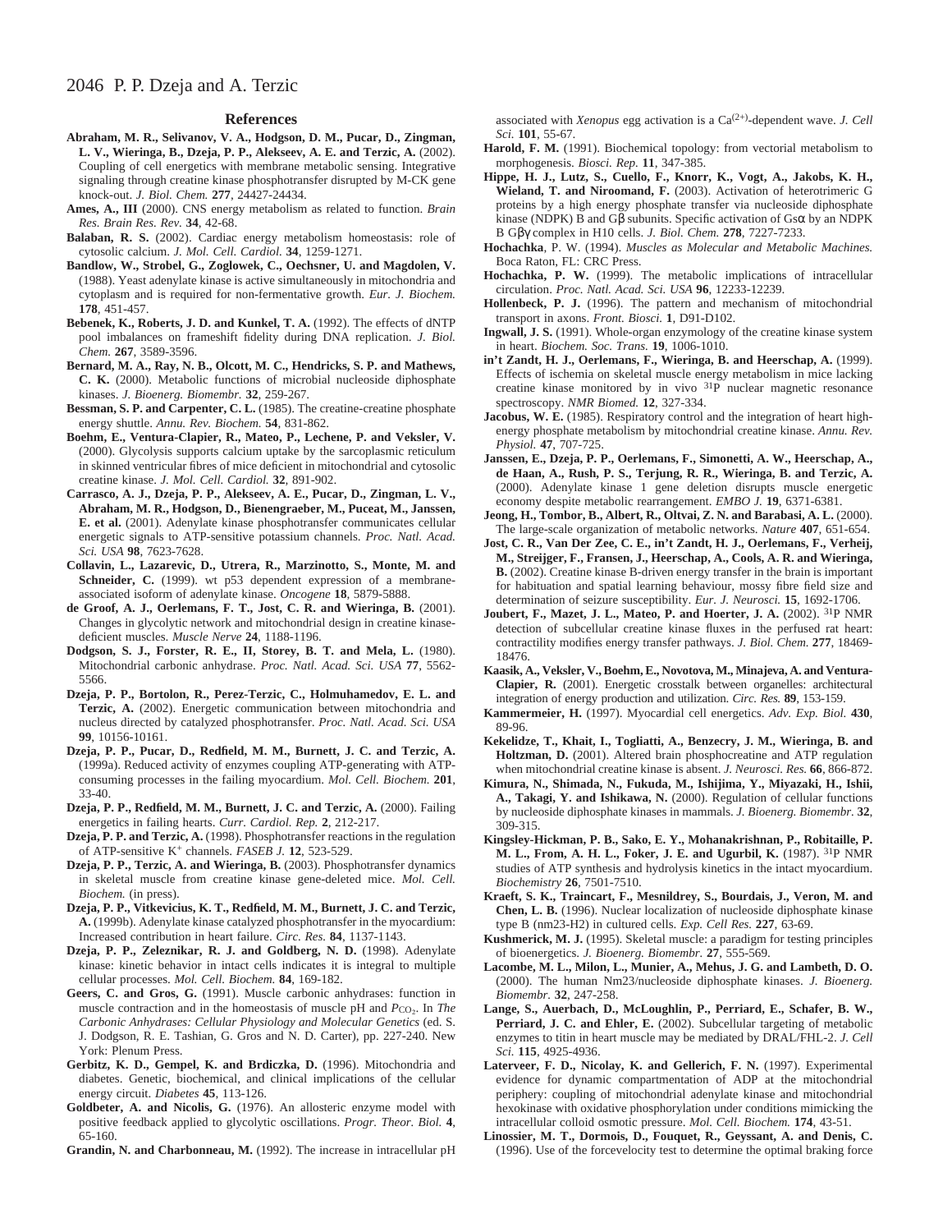## References

**Abraham, M. R., Selivanov, V. A., Hodgson, D. M., Pucar, D., Zingman, L. V., Wieringa, B., Dzeja, P. P., Alekseev, A. E. and Terzic, A.** (2002). Coupling of cell energetics with membrane metabolic sensing. Integrative signaling through creatine kinase phosphotransfer disrupted by M-CK gene knock-out. *J. Biol. Chem.* **277**, 24427-24434.

**Ames, A., III** (2000). CNS energy metabolism as related to function. *Brain Res. Brain Res. Rev.* **34**, 42-68.

**Balaban, R. S.** (2002). Cardiac energy metabolism homeostasis: role of cytosolic calcium. *J. Mol. Cell. Cardiol.* **34**, 1259-1271.

**Bandlow, W., Strobel, G., Zoglowek, C., Oechsner, U. and Magdolen, V.** (1988). Yeast adenylate kinase is active simultaneously in mitochondria and cytoplasm and is required for non-fermentative growth. *Eur. J. Biochem.* **178**, 451-457.

**Bebenek, K., Roberts, J. D. and Kunkel, T. A.** (1992). The effects of dNTP pool imbalances on frameshift fidelity during DNA replication. *J. Biol. Chem.* **267**, 3589-3596.

**Bernard, M. A., Ray, N. B., Olcott, M. C., Hendricks, S. P. and Mathews, C. K.** (2000). Metabolic functions of microbial nucleoside diphosphate kinases. *J. Bioenerg. Biomembr.* **32**, 259-267.

**Bessman, S. P. and Carpenter, C. L.** (1985). The creatine-creatine phosphate energy shuttle. *Annu. Rev. Biochem.* **54**, 831-862.

**Boehm, E., Ventura-Clapier, R., Mateo, P., Lechene, P. and Veksler, V.** (2000). Glycolysis supports calcium uptake by the sarcoplasmic reticulum in skinned ventricular fibres of mice deficient in mitochondrial and cytosolic creatine kinase. *J. Mol. Cell. Cardiol.* **32**, 891-902.

**Carrasco, A. J., Dzeja, P. P., Alekseev, A. E., Pucar, D., Zingman, L. V., Abraham, M. R., Hodgson, D., Bienengraeber, M., Puceat, M., Janssen, E. et al.** (2001). Adenylate kinase phosphotransfer communicates cellular energetic signals to ATP-sensitive potassium channels. *Proc. Natl. Acad. Sci. USA* **98**, 7623-7628.

**Collavin, L., Lazarevic, D., Utrera, R., Marzinotto, S., Monte, M. and Schneider, C.** (1999). wt p53 dependent expression of a membrane-associated isoform of adenylate kinase. *Oncogene* **18**, 5879-5888.

**de Groof, A. J., Oerlemans, F. T., Jost, C. R. and Wieringa, B.** (2001). Changes in glycolytic network and mitochondrial design in creatine kinase-deficient muscles. *Muscle Nerve* **24**, 1188-1196.

**Dodgson, S. J., Forster, R. E., II, Storey, B. T. and Mela, L.** (1980). Mitochondrial carbonic anhydrase. *Proc. Natl. Acad. Sci. USA* **77**, 5562-5566.

**Dzeja, P. P., Bortolon, R., Perez-Terzic, C., Holmuhamedov, E. L. and Terzic, A.** (2002). Energetic communication between mitochondria and nucleus directed by catalyzed phosphotransfer. *Proc. Natl. Acad. Sci. USA* **99**, 10156-10161.

**Dzeja, P. P., Pucar, D., Redfield, M. M., Burnett, J. C. and Terzic, A.** (1999a). Reduced activity of enzymes coupling ATP-generating with ATP-consuming processes in the failing myocardium. *Mol. Cell. Biochem.* **201**, 33-40.

**Dzeja, P. P., Redfield, M. M., Burnett, J. C. and Terzic, A.** (2000). Failing energetics in failing hearts. *Curr. Cardiol. Rep.* **2**, 212-217.

**Dzeja, P. P. and Terzic, A.** (1998). Phosphotransfer reactions in the regulation of ATP-sensitive $K^+$ channels. *FASEB J.* **12**, 523-529.

**Dzeja, P. P., Terzic, A. and Wieringa, B.** (2003). Phosphotransfer dynamics in skeletal muscle from creatine kinase gene-deleted mice. *Mol. Cell. Biochem.* (in press).

**Dzeja, P. P., Vitkevicius, K. T., Redfield, M. M., Burnett, J. C. and Terzic, A.** (1999b). Adenylate kinase catalyzed phosphotransfer in the myocardium: Increased contribution in heart failure. *Circ. Res.* **84**, 1137-1143.

**Dzeja, P. P., Zeleznikar, R. J. and Goldberg, N. D.** (1998). Adenylate kinase: kinetic behavior in intact cells indicates it is integral to multiple cellular processes. *Mol. Cell. Biochem.* **84**, 169-182.

**Geers, C. and Gros, G.** (1991). Muscle carbonic anhydrases: function in muscle contraction and in the homeostasis of muscle pH and $P_{CO_2}$. In *The Carbonic Anhydrases: Cellular Physiology and Molecular Genetics* (ed. S. J. Dodgson, R. E. Tashian, G. Gros and N. D. Carter), pp. 227-240. New York: Plenum Press.

**Gerbitz, K. D., Gempel, K. and Brdiczka, D.** (1996). Mitochondria and diabetes. Genetic, biochemical, and clinical implications of the cellular energy circuit. *Diabetes* **45**, 113-126.

**Goldbeter, A. and Nicolis, G.** (1976). An allosteric enzyme model with positive feedback applied to glycolytic oscillations. *Progr. Theor. Biol.* **4**, 65-160.

**Grandin, N. and Charbonneau, M.** (1992). The increase in intracellular pH associated with *Xenopus* egg activation is a $Ca^{(2+)}$-dependent wave. *J. Cell Sci.* **101**, 55-67.

**Harold, F. M.** (1991). Biochemical topology: from vectorial metabolism to morphogenesis. *Biosci. Rep.* **11**, 347-385.

**Hippe, H. J., Lutz, S., Cuello, F., Knorr, K., Vogt, A., Jakobs, K. H., Wieland, T. and Niroomand, F.** (2003). Activation of heterotrimeric G proteins by a high energy phosphate transfer via nucleoside diphosphate kinase (NDPK) B and Gβ subunits. Specific activation of Gsα by an NDPK B Gβγ complex in H10 cells. *J. Biol. Chem.* **278**, 7227-7233.

**Hochachka**, P. W. (1994). *Muscles as Molecular and Metabolic Machines.* Boca Raton, FL: CRC Press.

**Hochachka, P. W.** (1999). The metabolic implications of intracellular circulation. *Proc. Natl. Acad. Sci. USA* **96**, 12233-12239.

**Hollenbeck, P. J.** (1996). The pattern and mechanism of mitochondrial transport in axons. *Front. Biosci.* **1**, D91-D102.

**Ingwall, J. S.** (1991). Whole-organ enzymology of the creatine kinase system in heart. *Biochem. Soc. Trans.* **19**, 1006-1010.

**in't Zandt, H. J., Oerlemans, F., Wieringa, B. and Heerschap, A.** (1999). Effects of ischemia on skeletal muscle energy metabolism in mice lacking creatine kinase monitored by in vivo $^{31}$P nuclear magnetic resonance spectroscopy. *NMR Biomed.* **12**, 327-334.

**Jacobus, W. E.** (1985). Respiratory control and the integration of heart high-energy phosphate metabolism by mitochondrial creatine kinase. *Annu. Rev. Physiol.* **47**, 707-725.

**Janssen, E., Dzeja, P. P., Oerlemans, F., Simonetti, A. W., Heerschap, A., de Haan, A., Rush, P. S., Terjung, R. R., Wieringa, B. and Terzic, A.** (2000). Adenylate kinase 1 gene deletion disrupts muscle energetic economy despite metabolic rearrangement. *EMBO J.* **19**, 6371-6381.

**Jeong, H., Tombor, B., Albert, R., Oltvai, Z. N. and Barabasi, A. L.** (2000). The large-scale organization of metabolic networks. *Nature* **407**, 651-654.

**Jost, C. R., Van Der Zee, C. E., in't Zandt, H. J., Oerlemans, F., Verheij, M., Streijger, F., Fransen, J., Heerschap, A., Cools, A. R. and Wieringa, B.** (2002). Creatine kinase B-driven energy transfer in the brain is important for habituation and spatial learning behaviour, mossy fibre field size and determination of seizure susceptibility. *Eur. J. Neurosci.* **15**, 1692-1706.

**Joubert, F., Mazet, J. L., Mateo, P. and Hoerter, J. A.** (2002). $^{31}$P NMR detection of subcellular creatine kinase fluxes in the perfused rat heart: contractility modifies energy transfer pathways. *J. Biol. Chem.* **277**, 18469-18476.

**Kaasik, A., Veksler, V., Boehm, E., Novotova, M., Minajeva, A. and Ventura-Clapier, R.** (2001). Energetic crosstalk between organelles: architectural integration of energy production and utilization. *Circ. Res.* **89**, 153-159.

**Kammermeier, H.** (1997). Myocardial cell energetics. *Adv. Exp. Biol.* **430**, 89-96.

**Kekelidze, T., Khait, I., Togliatti, A., Benzecry, J. M., Wieringa, B. and Holtzman, D.** (2001). Altered brain phosphocreatine and ATP regulation when mitochondrial creatine kinase is absent. *J. Neurosci. Res.* **66**, 866-872.

**Kimura, N., Shimada, N., Fukuda, M., Ishijima, Y., Miyazaki, H., Ishii, A., Takagi, Y. and Ishikawa, N.** (2000). Regulation of cellular functions by nucleoside diphosphate kinases in mammals. *J. Bioenerg. Biomembr.* **32**, 309-315.

**Kingsley-Hickman, P. B., Sako, E. Y., Mohanakrishnan, P., Robitaille, P. M. L., From, A. H. L., Foker, J. E. and Ugurbil, K.** (1987). $^{31}$P NMR studies of ATP synthesis and hydrolysis kinetics in the intact myocardium. *Biochemistry* **26**, 7501-7510.

**Kraeft, S. K., Traincart, F., Mesnildrey, S., Bourdais, J., Veron, M. and Chen, L. B.** (1996). Nuclear localization of nucleoside diphosphate kinase type B (nm23-H2) in cultured cells. *Exp. Cell Res.* **227**, 63-69.

**Kushmerick, M. J.** (1995). Skeletal muscle: a paradigm for testing principles of bioenergetics. *J. Bioenerg. Biomembr.* **27**, 555-569.

**Lacombe, M. L., Milon, L., Munier, A., Mehus, J. G. and Lambeth, D. O.** (2000). The human Nm23/nucleoside diphosphate kinases. *J. Bioenerg. Biomembr.* **32**, 247-258.

**Lange, S., Auerbach, D., McLoughlin, P., Perriard, E., Schafer, B. W., Perriard, J. C. and Ehler, E.** (2002). Subcellular targeting of metabolic enzymes to titin in heart muscle may be mediated by DRAL/FHL-2. *J. Cell Sci.* **115**, 4925-4936.

**Laterveer, F. D., Nicolay, K. and Gellerich, F. N.** (1997). Experimental evidence for dynamic compartmentation of ADP at the mitochondrial periphery: coupling of mitochondrial adenylate kinase and mitochondrial hexokinase with oxidative phosphorylation under conditions mimicking the intracellular colloid osmotic pressure. *Mol. Cell. Biochem.* **174**, 43-51.

**Linossier, M. T., Dormois, D., Fouquet, R., Geyssant, A. and Denis, C.** (1996). Use of the forcevelocity test to determine the optimal braking force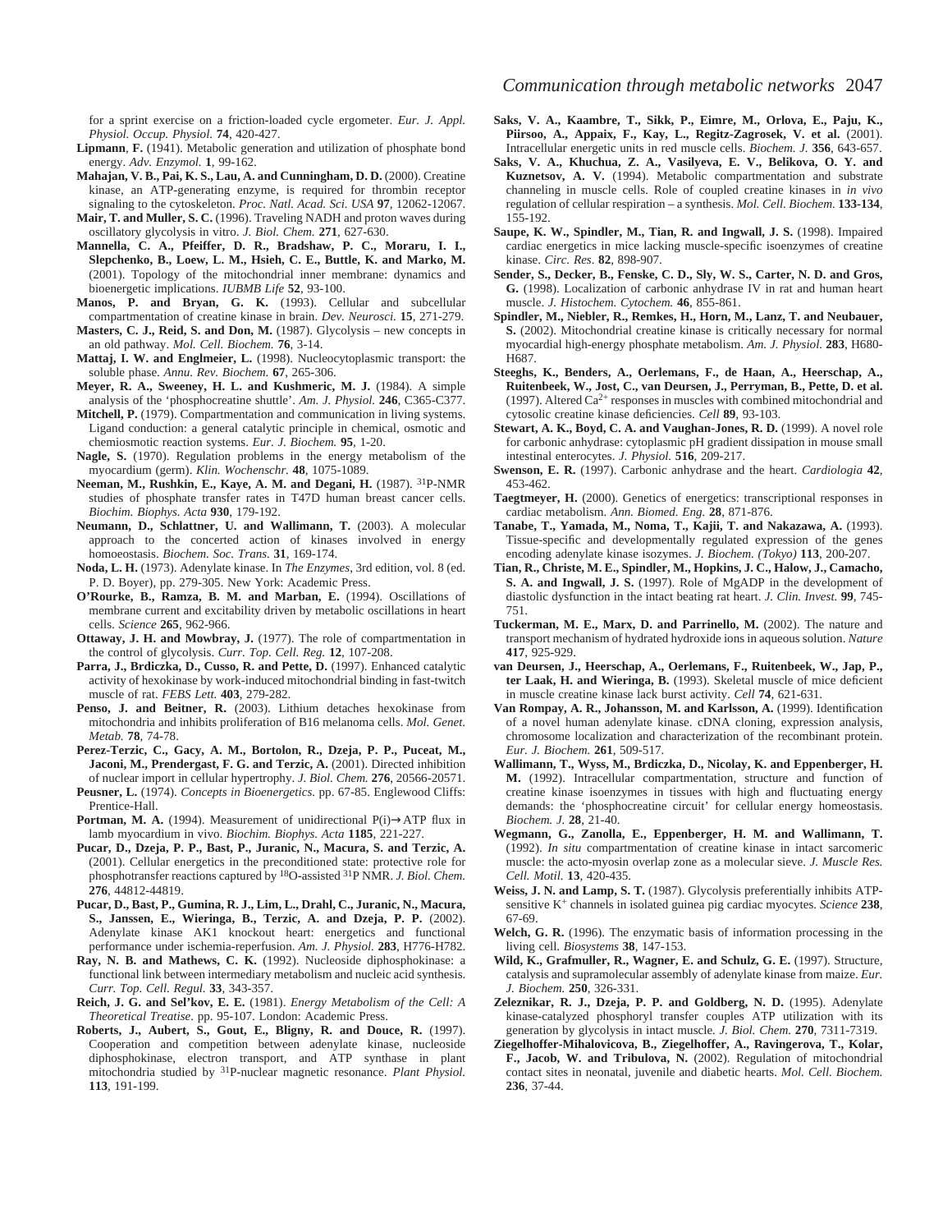for a sprint exercise on a friction-loaded cycle ergometer. *Eur. J. Appl. Physiol. Occup. Physiol.* **74**, 420-427.

**Lipmann**, **F.** (1941). Metabolic generation and utilization of phosphate bond energy. *Adv. Enzymol.* **1**, 99-162.

**Mahajan, V. B., Pai, K. S., Lau, A. and Cunningham, D. D.** (2000). Creatine kinase, an ATP-generating enzyme, is required for thrombin receptor signaling to the cytoskeleton. *Proc. Natl. Acad. Sci. USA* **97**, 12062-12067.

**Mair, T. and Muller, S. C.** (1996). Traveling NADH and proton waves during oscillatory glycolysis in vitro. *J. Biol. Chem.* **271**, 627-630.

**Mannella, C. A., Pfeiffer, D. R., Bradshaw, P. C., Moraru, I. I., Slepchenko, B., Loew, L. M., Hsieh, C. E., Buttle, K. and Marko, M.** (2001). Topology of the mitochondrial inner membrane: dynamics and bioenergetic implications. *IUBMB Life* **52**, 93-100.

**Manos, P. and Bryan, G. K.** (1993). Cellular and subcellular compartmentation of creatine kinase in brain. *Dev. Neurosci.* **15**, 271-279.

**Masters, C. J., Reid, S. and Don, M.** (1987). Glycolysis – new concepts in an old pathway. *Mol. Cell. Biochem.* **76**, 3-14.

**Mattaj, I. W. and Englmeier, L.** (1998). Nucleocytoplasmic transport: the soluble phase. *Annu. Rev. Biochem.* **67**, 265-306.

**Meyer, R. A., Sweeney, H. L. and Kushmeric, M. J.** (1984). A simple analysis of the 'phosphocreatine shuttle'. *Am. J. Physiol.* **246**, C365-C377.

**Mitchell, P.** (1979). Compartmentation and communication in living systems. Ligand conduction: a general catalytic principle in chemical, osmotic and chemiosmotic reaction systems. *Eur. J. Biochem.* **95**, 1-20.

**Nagle, S.** (1970). Regulation problems in the energy metabolism of the myocardium (germ). *Klin. Wochenschr.* **48**, 1075-1089.

**Neeman, M., Rushkin, E., Kaye, A. M. and Degani, H.** (1987). $^{31}$P-NMR studies of phosphate transfer rates in T47D human breast cancer cells. *Biochim. Biophys. Acta* **930**, 179-192.

**Neumann, D., Schlattner, U. and Wallimann, T.** (2003). A molecular approach to the concerted action of kinases involved in energy homeostasis. *Biochem. Soc. Trans.* **31**, 169-174.

**Noda, L. H.** (1973). Adenylate kinase. In *The Enzymes*, 3rd edition, vol. 8 (ed. P. D. Boyer), pp. 279-305. New York: Academic Press.

**O'Rourke, B., Ramza, B. M. and Marban, E.** (1994). Oscillations of membrane current and excitability driven by metabolic oscillations in heart cells. *Science* **265**, 962-966.

**Ottaway, J. H. and Mowbray, J.** (1977). The role of compartmentation in the control of glycolysis. *Curr. Top. Cell. Reg.* **12**, 107-208.

**Parra, J., Brdiczka, D., Cusso, R. and Pette, D.** (1997). Enhanced catalytic activity of hexokinase by work-induced mitochondrial binding in fast-twitch muscle of rat. *FEBS Lett.* **403**, 279-282.

**Penso, J. and Beitner, R.** (2003). Lithium detaches hexokinase from mitochondria and inhibits proliferation of B16 melanoma cells. *Mol. Genet. Metab.* **78**, 74-78.

**Perez-Terzic, C., Gacy, A. M., Bortolon, R., Dzeja, P. P., Puceat, M., Jaconi, M., Prendergast, F. G. and Terzic, A.** (2001). Directed inhibition of nuclear import in cellular hypertrophy. *J. Biol. Chem.* **276**, 20566-20571.

**Peusner, L.** (1974). *Concepts in Bioenergetics.* pp. 67-85. Englewood Cliffs: Prentice-Hall.

**Portman, M. A.** (1994). Measurement of unidirectional P(i)→ATP flux in lamb myocardium in vivo. *Biochim. Biophys. Acta* **1185**, 221-227.

**Pucar, D., Dzeja, P. P., Bast, P., Juranic, N., Macura, S. and Terzic, A.** (2001). Cellular energetics in the preconditioned state: protective role for phosphotransfer reactions captured by $^{18}$O-assisted $^{31}$P NMR. *J. Biol. Chem.* **276**, 44812-44819.

**Pucar, D., Bast, P., Gumina, R. J., Lim, L., Drahl, C., Juranic, N., Macura, S., Janssen, E., Wieringa, B., Terzic, A. and Dzeja, P. P.** (2002). Adenylate kinase AK1 knockout heart: energetics and functional performance under ischemia-reperfusion. *Am. J. Physiol.* **283**, H776-H782.

**Ray, N. B. and Mathews, C. K.** (1992). Nucleoside diphosphokinase: a functional link between intermediary metabolism and nucleic acid synthesis. *Curr. Top. Cell. Regul.* **33**, 343-357.

**Reich, J. G. and Sel'kov, E. E.** (1981). *Energy Metabolism of the Cell: A Theoretical Treatise*. pp. 95-107. London: Academic Press.

**Roberts, J., Aubert, S., Gout, E., Bligny, R. and Douce, R.** (1997). Cooperation and competition between adenylate kinase, nucleoside diphosphokinase, electron transport, and ATP synthase in plant mitochondria studied by $^{31}$P-nuclear magnetic resonance. *Plant Physiol.* **113**, 191-199.

**Saks, V. A., Kaambre, T., Sikk, P., Eimre, M., Orlova, E., Paju, K., Piirsoo, A., Appaix, F., Kay, L., Regitz-Zagrosek, V. et al.** (2001). Intracellular energetic units in red muscle cells. *Biochem. J.* **356**, 643-657.

**Saks, V. A., Khuchua, Z. A., Vasilyeva, E. V., Belikova, O. Y. and Kuznetsov, A. V.** (1994). Metabolic compartmentation and substrate channeling in muscle cells. Role of coupled creatine kinases in *in vivo* regulation of cellular respiration – a synthesis. *Mol. Cell. Biochem.* **133-134**, 155-192.

**Saupe, K. W., Spindler, M., Tian, R. and Ingwall, J. S.** (1998). Impaired cardiac energetics in mice lacking muscle-specific isoenzymes of creatine kinase. *Circ. Res*. **82**, 898-907.

**Sender, S., Decker, B., Fenske, C. D., Sly, W. S., Carter, N. D. and Gros, G.** (1998). Localization of carbonic anhydrase IV in rat and human heart muscle. *J. Histochem. Cytochem.* **46**, 855-861.

**Spindler, M., Niebler, R., Remkes, H., Horn, M., Lanz, T. and Neubauer, S.** (2002). Mitochondrial creatine kinase is critically necessary for normal myocardial high-energy phosphate metabolism. *Am. J. Physiol.* **283**, H680-H687.

**Steeghs, K., Benders, A., Oerlemans, F., de Haan, A., Heerschap, A., Ruitenbeek, W., Jost, C., van Deursen, J., Perryman, B., Pette, D. et al.** (1997). Altered $Ca^{2+}$ responses in muscles with combined mitochondrial and cytosolic creatine kinase deficiencies. *Cell* **89**, 93-103.

**Stewart, A. K., Boyd, C. A. and Vaughan-Jones, R. D.** (1999). A novel role for carbonic anhydrase: cytoplasmic pH gradient dissipation in mouse small intestinal enterocytes. *J. Physiol.* **516**, 209-217.

**Swenson, E. R.** (1997). Carbonic anhydrase and the heart. *Cardiologia* **42**, 453-462.

**Taegtmeyer, H.** (2000). Genetics of energetics: transcriptional responses in cardiac metabolism. *Ann. Biomed. Eng.* **28**, 871-876.

**Tanabe, T., Yamada, M., Noma, T., Kajii, T. and Nakazawa, A.** (1993). Tissue-specific and developmentally regulated expression of the genes encoding adenylate kinase isozymes. *J. Biochem. (Tokyo)* **113**, 200-207.

**Tian, R., Christe, M. E., Spindler, M., Hopkins, J. C., Halow, J., Camacho, S. A. and Ingwall, J. S.** (1997). Role of MgADP in the development of diastolic dysfunction in the intact beating rat heart. *J. Clin. Invest.* **99**, 745-751.

**Tuckerman, M. E., Marx, D. and Parrinello, M.** (2002). The nature and transport mechanism of hydrated hydroxide ions in aqueous solution. *Nature* **417**, 925-929.

**van Deursen, J., Heerschap, A., Oerlemans, F., Ruitenbeek, W., Jap, P., ter Laak, H. and Wieringa, B.** (1993). Skeletal muscle of mice deficient in muscle creatine kinase lack burst activity. *Cell* **74**, 621-631.

**Van Rompay, A. R., Johansson, M. and Karlsson, A.** (1999). Identification of a novel human adenylate kinase. cDNA cloning, expression analysis, chromosome localization and characterization of the recombinant protein. *Eur. J. Biochem.* **261**, 509-517.

**Wallimann, T., Wyss, M., Brdiczka, D., Nicolay, K. and Eppenberger, H. M.** (1992). Intracellular compartmentation, structure and function of creatine kinase isoenzymes in tissues with high and fluctuating energy demands: the 'phosphocreatine circuit' for cellular energy homeostasis. *Biochem. J.* **28**, 21-40.

**Wegmann, G., Zanolla, E., Eppenberger, H. M. and Wallimann, T.** (1992). *In situ* compartmentation of creatine kinase in intact sarcomeric muscle: the acto-myosin overlap zone as a molecular sieve. *J. Muscle Res. Cell. Motil.* **13**, 420-435.

**Weiss, J. N. and Lamp, S. T.** (1987). Glycolysis preferentially inhibits ATP-sensitive $K^+$ channels in isolated guinea pig cardiac myocytes. *Science* **238**, 67-69.

**Welch, G. R.** (1996). The enzymatic basis of information processing in the living cell. *Biosystems* **38**, 147-153.

**Wild, K., Grafmuller, R., Wagner, E. and Schulz, G. E.** (1997). Structure, catalysis and supramolecular assembly of adenylate kinase from maize. *Eur. J. Biochem.* **250**, 326-331.

**Zeleznikar, R. J., Dzeja, P. P. and Goldberg, N. D.** (1995). Adenylate kinase-catalyzed phosphoryl transfer couples ATP utilization with its generation by glycolysis in intact muscle. *J. Biol. Chem.* **270**, 7311-7319.

**Ziegelhoffer-Mihalovicova, B., Ziegelhoffer, A., Ravingerova, T., Kolar, F., Jacob, W. and Tribulova, N.** (2002). Regulation of mitochondrial contact sites in neonatal, juvenile and diabetic hearts. *Mol. Cell. Biochem.* **236**, 37-44.